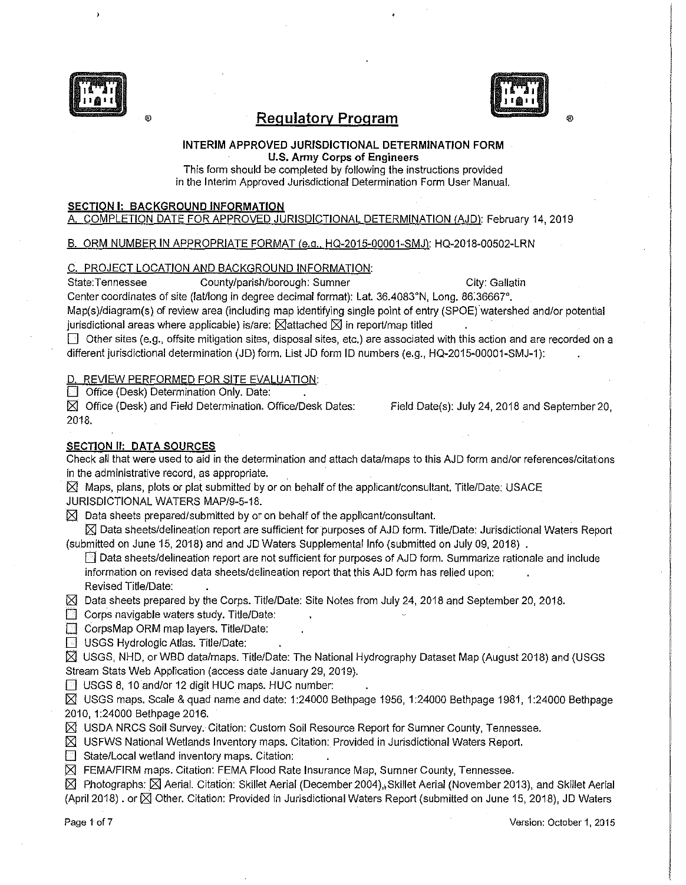# Regulatory Program

**INTERIM APPROVED JURISDICTIONAL DETERMINATION FORM**
**U.S. Army Corps of Engineers**

This form should be completed by following the instructions provided in the Interim Approved Jurisdictional Determination Form User Manual.

## SECTION I: BACKGROUND INFORMATION

A. COMPLETION DATE FOR APPROVED JURISDICTIONAL DETERMINATION (AJD): February 14, 2019

B. ORM NUMBER IN APPROPRIATE FORMAT (e.g., HQ-2015-00001-SMJ): HQ-2018-00502-LRN

C. PROJECT LOCATION AND BACKGROUND INFORMATION:

State: Tennessee County/parish/borough: Sumner City: Gallatin

Center coordinates of site (lat/long in degree decimal format): Lat. 36.4083°N, Long. 86.36667°.

Map(s)/diagram(s) of review area (including map identifying single point of entry (SPOE) watershed and/or potential jurisdictional areas where applicable) is/are: ☒attached ☒ in report/map titled .

☐ Other sites (e.g., offsite mitigation sites, disposal sites, etc.) are associated with this action and are recorded on a different jurisdictional determination (JD) form. List JD form ID numbers (e.g., HQ-2015-00001-SMJ-1): .

D. REVIEW PERFORMED FOR SITE EVALUATION:

☐ Office (Desk) Determination Only. Date: .

☒ Office (Desk) and Field Determination. Office/Desk Dates: Field Date(s): July 24, 2018 and September 20, 2018.

## SECTION II: DATA SOURCES

Check all that were used to aid in the determination and attach data/maps to this AJD form and/or references/citations in the administrative record, as appropriate.

☒ Maps, plans, plots or plat submitted by or on behalf of the applicant/consultant. Title/Date: USACE JURISDICTIONAL WATERS MAP/9-5-18.

☒ Data sheets prepared/submitted by or on behalf of the applicant/consultant.

☒ Data sheets/delineation report are sufficient for purposes of AJD form. Title/Date: Jurisdictional Waters Report (submitted on June 15, 2018) and and JD Waters Supplemental Info (submitted on July 09, 2018) .

☐ Data sheets/delineation report are not sufficient for purposes of AJD form. Summarize rationale and include information on revised data sheets/delineation report that this AJD form has relied upon: .
Revised Title/Date: .

☒ Data sheets prepared by the Corps. Title/Date: Site Notes from July 24, 2018 and September 20, 2018.

☐ Corps navigable waters study. Title/Date: .

☐ CorpsMap ORM map layers. Title/Date: .

☐ USGS Hydrologic Atlas. Title/Date: .

☒ USGS, NHD, or WBD data/maps. Title/Date: The National Hydrography Dataset Map (August 2018) and (USGS Stream Stats Web Application (access date January 29, 2019).

☐ USGS 8, 10 and/or 12 digit HUC maps. HUC number: .

☒ USGS maps. Scale & quad name and date: 1:24000 Bethpage 1956, 1:24000 Bethpage 1981, 1:24000 Bethpage 2010, 1:24000 Bethpage 2016.

☒ USDA NRCS Soil Survey. Citation: Custom Soil Resource Report for Sumner County, Tennessee.

☒ USFWS National Wetlands Inventory maps. Citation: Provided in Jurisdictional Waters Report.

☐ State/Local wetland inventory maps. Citation: .

☒ FEMA/FIRM maps. Citation: FEMA Flood Rate Insurance Map, Sumner County, Tennessee.

☒ Photographs: ☒ Aerial. Citation: Skillet Aerial (December 2004), Skillet Aerial (November 2013), and Skillet Aerial (April 2018) . or ☒ Other. Citation: Provided in Jurisdictional Waters Report (submitted on June 15, 2018), JD Waters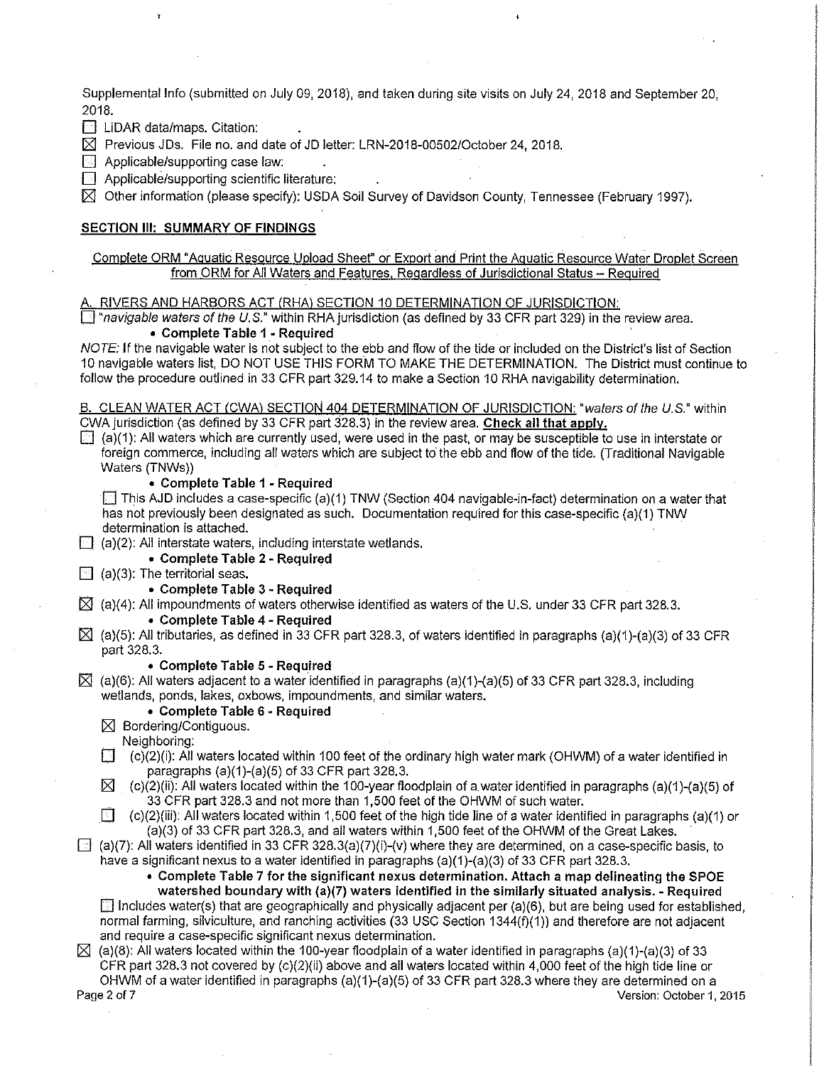Supplemental Info (submitted on July 09, 2018), and taken during site visits on July 24, 2018 and September 20, 2018.

☐ LiDAR data/maps. Citation: .

☒ Previous JDs. File no. and date of JD letter: LRN-2018-00502/October 24, 2018.

☐ Applicable/supporting case law: .

☐ Applicable/supporting scientific literature: .

☒ Other information (please specify): USDA Soil Survey of Davidson County, Tennessee (February 1997).

**SECTION III: SUMMARY OF FINDINGS**

Complete ORM "Aquatic Resource Upload Sheet" or Export and Print the Aquatic Resource Water Droplet Screen from ORM for All Waters and Features, Regardless of Jurisdictional Status – Required

A. RIVERS AND HARBORS ACT (RHA) SECTION 10 DETERMINATION OF JURISDICTION:

☐ "*navigable waters of the U.S.*" within RHA jurisdiction (as defined by 33 CFR part 329) in the review area.

- **Complete Table 1 - Required**

*NOTE:* If the navigable water is not subject to the ebb and flow of the tide or included on the District's list of Section 10 navigable waters list, DO NOT USE THIS FORM TO MAKE THE DETERMINATION. The District must continue to follow the procedure outlined in 33 CFR part 329.14 to make a Section 10 RHA navigability determination.

B. CLEAN WATER ACT (CWA) SECTION 404 DETERMINATION OF JURISDICTION: "*waters of the U.S.*" within CWA jurisdiction (as defined by 33 CFR part 328.3) in the review area. **Check all that apply.**

☐ (a)(1): All waters which are currently used, were used in the past, or may be susceptible to use in interstate or foreign commerce, including all waters which are subject to the ebb and flow of the tide. (Traditional Navigable Waters (TNWs))

- **Complete Table 1 - Required**

☐ This AJD includes a case-specific (a)(1) TNW (Section 404 navigable-in-fact) determination on a water that has not previously been designated as such. Documentation required for this case-specific (a)(1) TNW determination is attached.

☐ (a)(2): All interstate waters, including interstate wetlands.

- **Complete Table 2 - Required**

☐ (a)(3): The territorial seas.

- **Complete Table 3 - Required**

☒ (a)(4): All impoundments of waters otherwise identified as waters of the U.S. under 33 CFR part 328.3.

- **Complete Table 4 - Required**

☒ (a)(5): All tributaries, as defined in 33 CFR part 328.3, of waters identified in paragraphs (a)(1)-(a)(3) of 33 CFR part 328.3.

- **Complete Table 5 - Required**

☒ (a)(6): All waters adjacent to a water identified in paragraphs (a)(1)-(a)(5) of 33 CFR part 328.3, including wetlands, ponds, lakes, oxbows, impoundments, and similar waters.

- **Complete Table 6 - Required**

☒ Bordering/Contiguous.

Neighboring:

☐ (c)(2)(i): All waters located within 100 feet of the ordinary high water mark (OHWM) of a water identified in paragraphs (a)(1)-(a)(5) of 33 CFR part 328.3.

☒ (c)(2)(ii): All waters located within the 100-year floodplain of a water identified in paragraphs (a)(1)-(a)(5) of 33 CFR part 328.3 and not more than 1,500 feet of the OHWM of such water.

☐ (c)(2)(iii): All waters located within 1,500 feet of the high tide line of a water identified in paragraphs (a)(1) or (a)(3) of 33 CFR part 328.3, and all waters within 1,500 feet of the OHWM of the Great Lakes.

☐ (a)(7): All waters identified in 33 CFR 328.3(a)(7)(i)-(v) where they are determined, on a case-specific basis, to have a significant nexus to a water identified in paragraphs (a)(1)-(a)(3) of 33 CFR part 328.3.

- **Complete Table 7 for the significant nexus determination. Attach a map delineating the SPOE watershed boundary with (a)(7) waters identified in the similarly situated analysis. - Required**

☐ Includes water(s) that are geographically and physically adjacent per (a)(6), but are being used for established, normal farming, silviculture, and ranching activities (33 USC Section 1344(f)(1)) and therefore are not adjacent and require a case-specific significant nexus determination.

☒ (a)(8): All waters located within the 100-year floodplain of a water identified in paragraphs (a)(1)-(a)(3) of 33 CFR part 328.3 not covered by (c)(2)(ii) above and all waters located within 4,000 feet of the high tide line or OHWM of a water identified in paragraphs (a)(1)-(a)(5) of 33 CFR part 328.3 where they are determined on a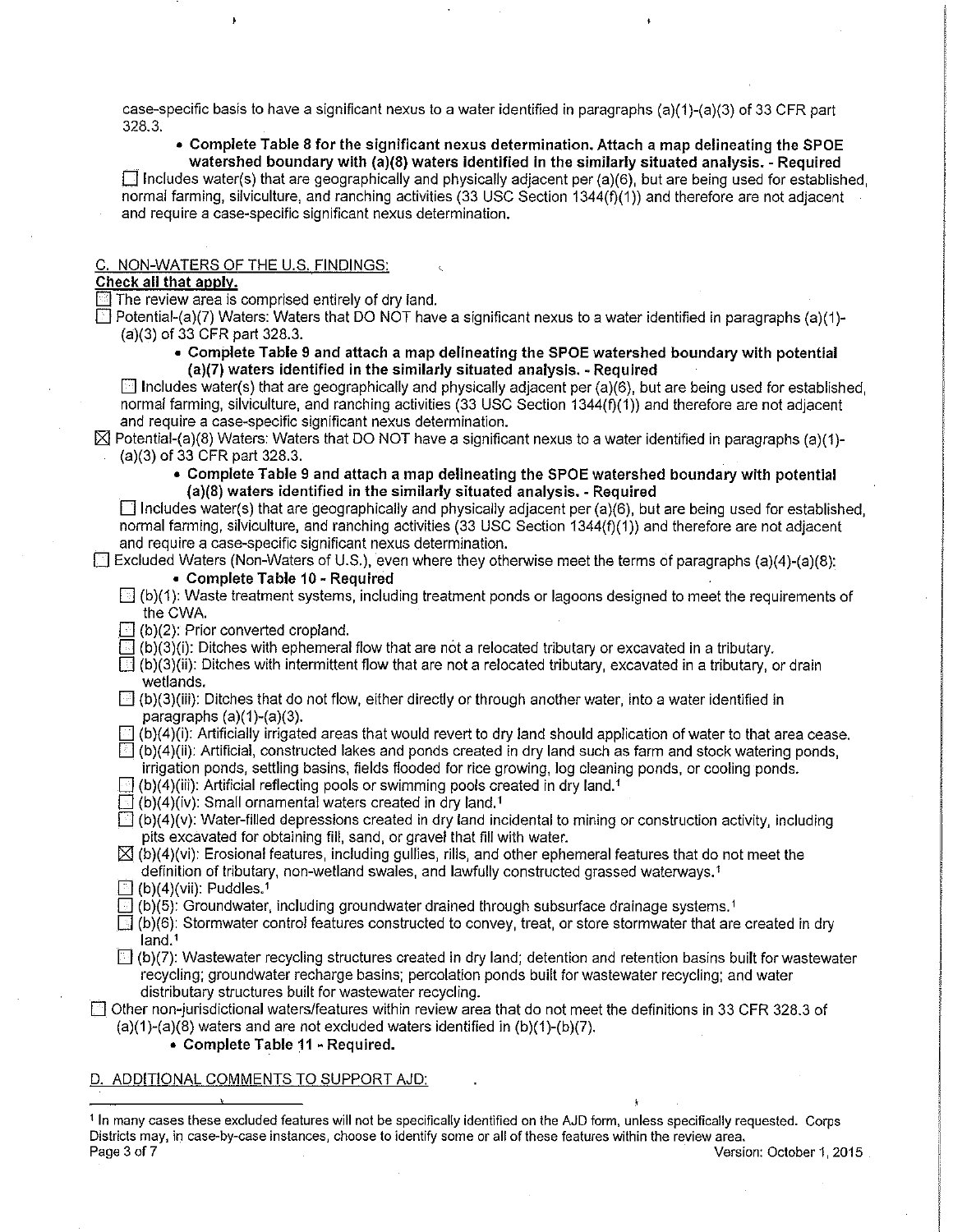case-specific basis to have a significant nexus to a water identified in paragraphs (a)(1)-(a)(3) of 33 CFR part 328.3.

- **Complete Table 8 for the significant nexus determination. Attach a map delineating the SPOE watershed boundary with (a)(8) waters identified in the similarly situated analysis. - Required**

☐ Includes water(s) that are geographically and physically adjacent per (a)(6), but are being used for established, normal farming, silviculture, and ranching activities (33 USC Section 1344(f)(1)) and therefore are not adjacent and require a case-specific significant nexus determination.

## C. NON-WATERS OF THE U.S. FINDINGS:

**Check all that apply.**

☐ The review area is comprised entirely of dry land.

☐ Potential-(a)(7) Waters: Waters that DO NOT have a significant nexus to a water identified in paragraphs (a)(1)-(a)(3) of 33 CFR part 328.3.

- **Complete Table 9 and attach a map delineating the SPOE watershed boundary with potential (a)(7) waters identified in the similarly situated analysis. - Required**

☐ Includes water(s) that are geographically and physically adjacent per (a)(6), but are being used for established, normal farming, silviculture, and ranching activities (33 USC Section 1344(f)(1)) and therefore are not adjacent and require a case-specific significant nexus determination.

☒ Potential-(a)(8) Waters: Waters that DO NOT have a significant nexus to a water identified in paragraphs (a)(1)-(a)(3) of 33 CFR part 328.3.

- **Complete Table 9 and attach a map delineating the SPOE watershed boundary with potential (a)(8) waters identified in the similarly situated analysis. - Required**

☐ Includes water(s) that are geographically and physically adjacent per (a)(6), but are being used for established, normal farming, silviculture, and ranching activities (33 USC Section 1344(f)(1)) and therefore are not adjacent and require a case-specific significant nexus determination.

☐ Excluded Waters (Non-Waters of U.S.), even where they otherwise meet the terms of paragraphs (a)(4)-(a)(8):

- **Complete Table 10 - Required**

☐ (b)(1): Waste treatment systems, including treatment ponds or lagoons designed to meet the requirements of the CWA.

☐ (b)(2): Prior converted cropland.

☐ (b)(3)(i): Ditches with ephemeral flow that are not a relocated tributary or excavated in a tributary.

☐ (b)(3)(ii): Ditches with intermittent flow that are not a relocated tributary, excavated in a tributary, or drain wetlands.

☐ (b)(3)(iii): Ditches that do not flow, either directly or through another water, into a water identified in paragraphs (a)(1)-(a)(3).

☐ (b)(4)(i): Artificially irrigated areas that would revert to dry land should application of water to that area cease.

☐ (b)(4)(ii): Artificial, constructed lakes and ponds created in dry land such as farm and stock watering ponds, irrigation ponds, settling basins, fields flooded for rice growing, log cleaning ponds, or cooling ponds.

☐ (b)(4)(iii): Artificial reflecting pools or swimming pools created in dry land.[1]

☐ (b)(4)(iv): Small ornamental waters created in dry land.[1]

☐ (b)(4)(v): Water-filled depressions created in dry land incidental to mining or construction activity, including pits excavated for obtaining fill, sand, or gravel that fill with water.

☒ (b)(4)(vi): Erosional features, including gullies, rills, and other ephemeral features that do not meet the definition of tributary, non-wetland swales, and lawfully constructed grassed waterways.[1]

☐ (b)(4)(vii): Puddles.[1]

☐ (b)(5): Groundwater, including groundwater drained through subsurface drainage systems.[1]

☐ (b)(6): Stormwater control features constructed to convey, treat, or store stormwater that are created in dry land.[1]

☐ (b)(7): Wastewater recycling structures created in dry land; detention and retention basins built for wastewater recycling; groundwater recharge basins; percolation ponds built for wastewater recycling; and water distributary structures built for wastewater recycling.

☐ Other non-jurisdictional waters/features within review area that do not meet the definitions in 33 CFR 328.3 of (a)(1)-(a)(8) waters and are not excluded waters identified in (b)(1)-(b)(7).

- **Complete Table 11 - Required.**

## D. ADDITIONAL COMMENTS TO SUPPORT AJD:

---

[1] In many cases these excluded features will not be specifically identified on the AJD form, unless specifically requested. Corps Districts may, in case-by-case instances, choose to identify some or all of these features within the review area.

Version: October 1, 2015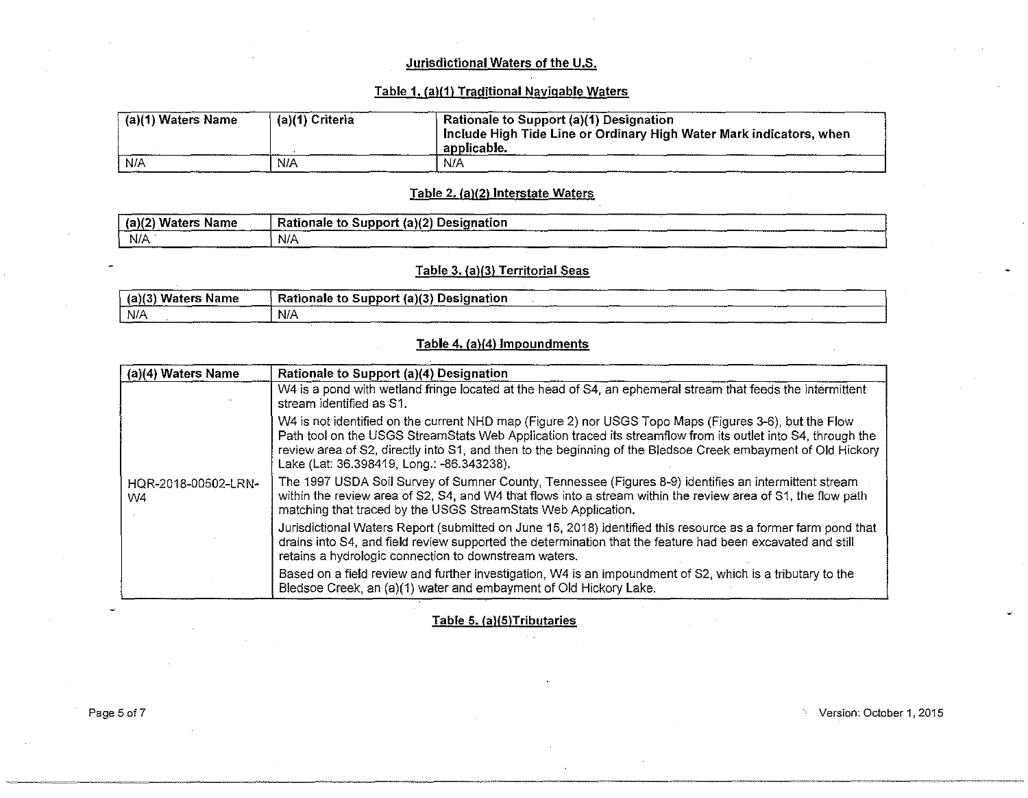## Jurisdictional Waters of the U.S.

### Table 1. (a)(1) Traditional Navigable Waters

| (a)(1) Waters Name | (a)(1) Criteria | Rationale to Support (a)(1) Designation Include High Tide Line or Ordinary High Water Mark indicators, when applicable. |
|---|---|---|
| N/A | N/A | N/A |

### Table 2. (a)(2) Interstate Waters

| (a)(2) Waters Name | Rationale to Support (a)(2) Designation |
|---|---|
| N/A | N/A |

### Table 3. (a)(3) Territorial Seas

| (a)(3) Waters Name | Rationale to Support (a)(3) Designation |
|---|---|
| N/A | N/A |

### Table 4. (a)(4) Impoundments

| (a)(4) Waters Name | Rationale to Support (a)(4) Designation |
|---|---|
| HQR-2018-00502-LRN-W4 | W4 is a pond with wetland fringe located at the head of S4, an ephemeral stream that feeds the intermittent stream identified as S1.<br><br>W4 is not identified on the current NHD map (Figure 2) nor USGS Topo Maps (Figures 3-6), but the Flow Path tool on the USGS StreamStats Web Application traced its streamflow from its outlet into S4, through the review area of S2, directly into S1, and then to the beginning of the Bledsoe Creek embayment of Old Hickory Lake (Lat: 36.398419, Long.: -86.343238).<br><br>The 1997 USDA Soil Survey of Sumner County, Tennessee (Figures 8-9) identifies an intermittent stream within the review area of S2, S4, and W4 that flows into a stream within the review area of S1, the flow path matching that traced by the USGS StreamStats Web Application.<br><br>Jurisdictional Waters Report (submitted on June 15, 2018) identified this resource as a former farm pond that drains into S4, and field review supported the determination that the feature had been excavated and still retains a hydrologic connection to downstream waters.<br><br>Based on a field review and further investigation, W4 is an impoundment of S2, which is a tributary to the Bledsoe Creek, an (a)(1) water and embayment of Old Hickory Lake. |

### Table 5. (a)(5)Tributaries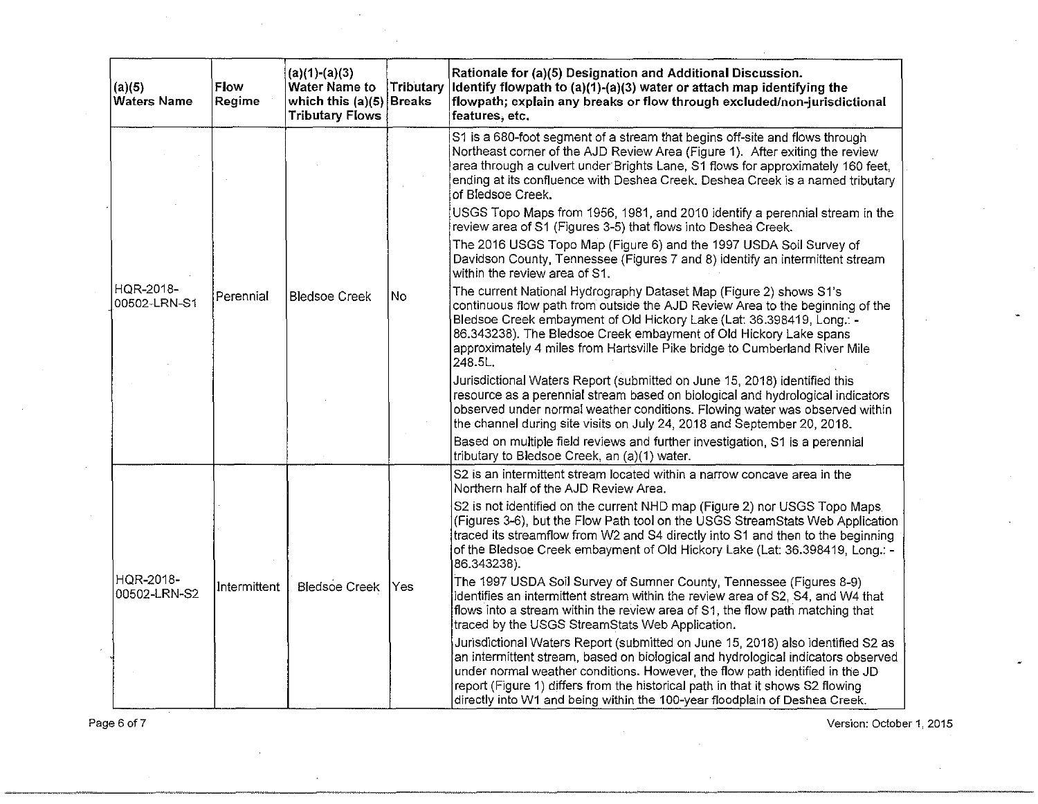| (a)(5) Waters Name | Flow Regime | (a)(1)-(a)(3) Water Name to which this (a)(5) Tributary Flows | Tributary Breaks | Rationale for (a)(5) Designation and Additional Discussion. Identify flowpath to (a)(1)-(a)(3) water or attach map identifying the flowpath; explain any breaks or flow through excluded/non-jurisdictional features, etc. |
|---|---|---|---|---|
| HQR-2018-00502-LRN-S1 | Perennial | Bledsoe Creek | No | S1 is a 680-foot segment of a stream that begins off-site and flows through Northeast corner of the AJD Review Area (Figure 1). After exiting the review area through a culvert under Brights Lane, S1 flows for approximately 160 feet, ending at its confluence with Deshea Creek. Deshea Creek is a named tributary of Bledsoe Creek.<br><br>USGS Topo Maps from 1956, 1981, and 2010 identify a perennial stream in the review area of S1 (Figures 3-5) that flows into Deshea Creek.<br><br>The 2016 USGS Topo Map (Figure 6) and the 1997 USDA Soil Survey of Davidson County, Tennessee (Figures 7 and 8) identify an intermittent stream within the review area of S1.<br><br>The current National Hydrography Dataset Map (Figure 2) shows S1's continuous flow path from outside the AJD Review Area to the beginning of the Bledsoe Creek embayment of Old Hickory Lake (Lat: 36.398419, Long.: -86.343238). The Bledsoe Creek embayment of Old Hickory Lake spans approximately 4 miles from Hartsville Pike bridge to Cumberland River Mile 248.5L.<br><br>Jurisdictional Waters Report (submitted on June 15, 2018) identified this resource as a perennial stream based on biological and hydrological indicators observed under normal weather conditions. Flowing water was observed within the channel during site visits on July 24, 2018 and September 20, 2018.<br><br>Based on multiple field reviews and further investigation, S1 is a perennial tributary to Bledsoe Creek, an (a)(1) water. |
| HQR-2018-00502-LRN-S2 | Intermittent | Bledsoe Creek | Yes | S2 is an intermittent stream located within a narrow concave area in the Northern half of the AJD Review Area.<br><br>S2 is not identified on the current NHD map (Figure 2) nor USGS Topo Maps (Figures 3-6), but the Flow Path tool on the USGS StreamStats Web Application traced its streamflow from W2 and S4 directly into S1 and then to the beginning of the Bledsoe Creek embayment of Old Hickory Lake (Lat: 36.398419, Long.: -86.343238).<br><br>The 1997 USDA Soil Survey of Sumner County, Tennessee (Figures 8-9) identifies an intermittent stream within the review area of S2, S4, and W4 that flows into a stream within the review area of S1, the flow path matching that traced by the USGS StreamStats Web Application.<br><br>Jurisdictional Waters Report (submitted on June 15, 2018) also identified S2 as an intermittent stream, based on biological and hydrological indicators observed under normal weather conditions. However, the flow path identified in the JD report (Figure 1) differs from the historical path in that it shows S2 flowing directly into W1 and being within the 100-year floodplain of Deshea Creek. |

Version: October 1, 2015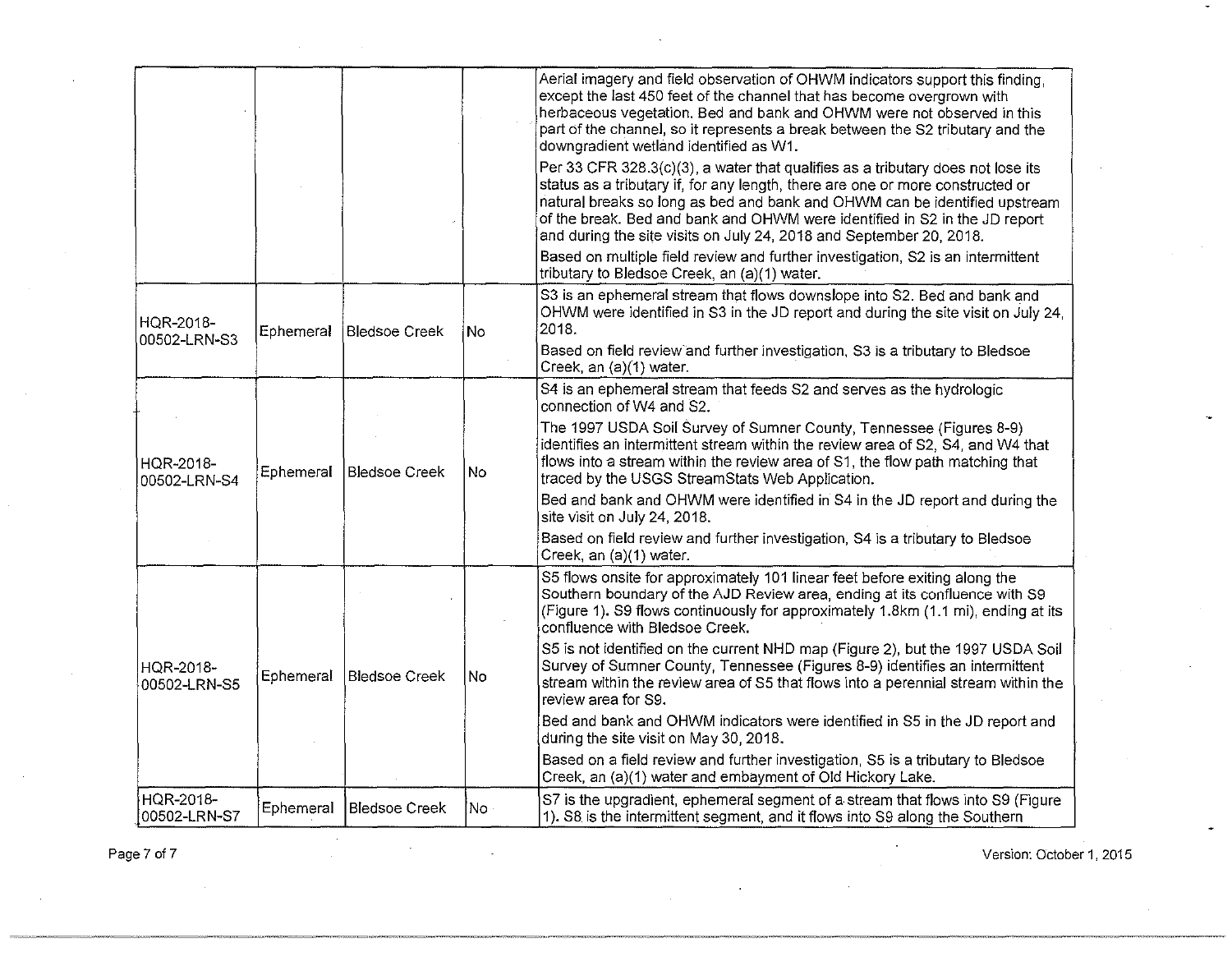| | | | | |
|---|---|---|---|---|
| | | | | Aerial imagery and field observation of OHWM indicators support this finding, except the last 450 feet of the channel that has become overgrown with herbaceous vegetation. Bed and bank and OHWM were not observed in this part of the channel, so it represents a break between the S2 tributary and the downgradient wetland identified as W1.<br><br>Per 33 CFR 328.3(c)(3), a water that qualifies as a tributary does not lose its status as a tributary if, for any length, there are one or more constructed or natural breaks so long as bed and bank and OHWM can be identified upstream of the break. Bed and bank and OHWM were identified in S2 in the JD report and during the site visits on July 24, 2018 and September 20, 2018.<br><br>Based on multiple field review and further investigation, S2 is an intermittent tributary to Bledsoe Creek, an (a)(1) water. |
| HQR-2018-00502-LRN-S3 | Ephemeral | Bledsoe Creek | No | S3 is an ephemeral stream that flows downslope into S2. Bed and bank and OHWM were identified in S3 in the JD report and during the site visit on July 24, 2018.<br><br>Based on field review and further investigation, S3 is a tributary to Bledsoe Creek, an (a)(1) water. |
| HQR-2018-00502-LRN-S4 | Ephemeral | Bledsoe Creek | No | S4 is an ephemeral stream that feeds S2 and serves as the hydrologic connection of W4 and S2.<br><br>The 1997 USDA Soil Survey of Sumner County, Tennessee (Figures 8-9) identifies an intermittent stream within the review area of S2, S4, and W4 that flows into a stream within the review area of S1, the flow path matching that traced by the USGS StreamStats Web Application.<br><br>Bed and bank and OHWM were identified in S4 in the JD report and during the site visit on July 24, 2018.<br><br>Based on field review and further investigation, S4 is a tributary to Bledsoe Creek, an (a)(1) water. |
| HQR-2018-00502-LRN-S5 | Ephemeral | Bledsoe Creek | No | S5 flows onsite for approximately 101 linear feet before exiting along the Southern boundary of the AJD Review area, ending at its confluence with S9 (Figure 1). S9 flows continuously for approximately 1.8km (1.1 mi), ending at its confluence with Bledsoe Creek.<br><br>S5 is not identified on the current NHD map (Figure 2), but the 1997 USDA Soil Survey of Sumner County, Tennessee (Figures 8-9) identifies an intermittent stream within the review area of S5 that flows into a perennial stream within the review area for S9.<br><br>Bed and bank and OHWM indicators were identified in S5 in the JD report and during the site visit on May 30, 2018.<br><br>Based on a field review and further investigation, S5 is a tributary to Bledsoe Creek, an (a)(1) water and embayment of Old Hickory Lake. |
| HQR-2018-00502-LRN-S7 | Ephemeral | Bledsoe Creek | No | S7 is the upgradient, ephemeral segment of a stream that flows into S9 (Figure 1). S8 is the intermittent segment, and it flows into S9 along the Southern |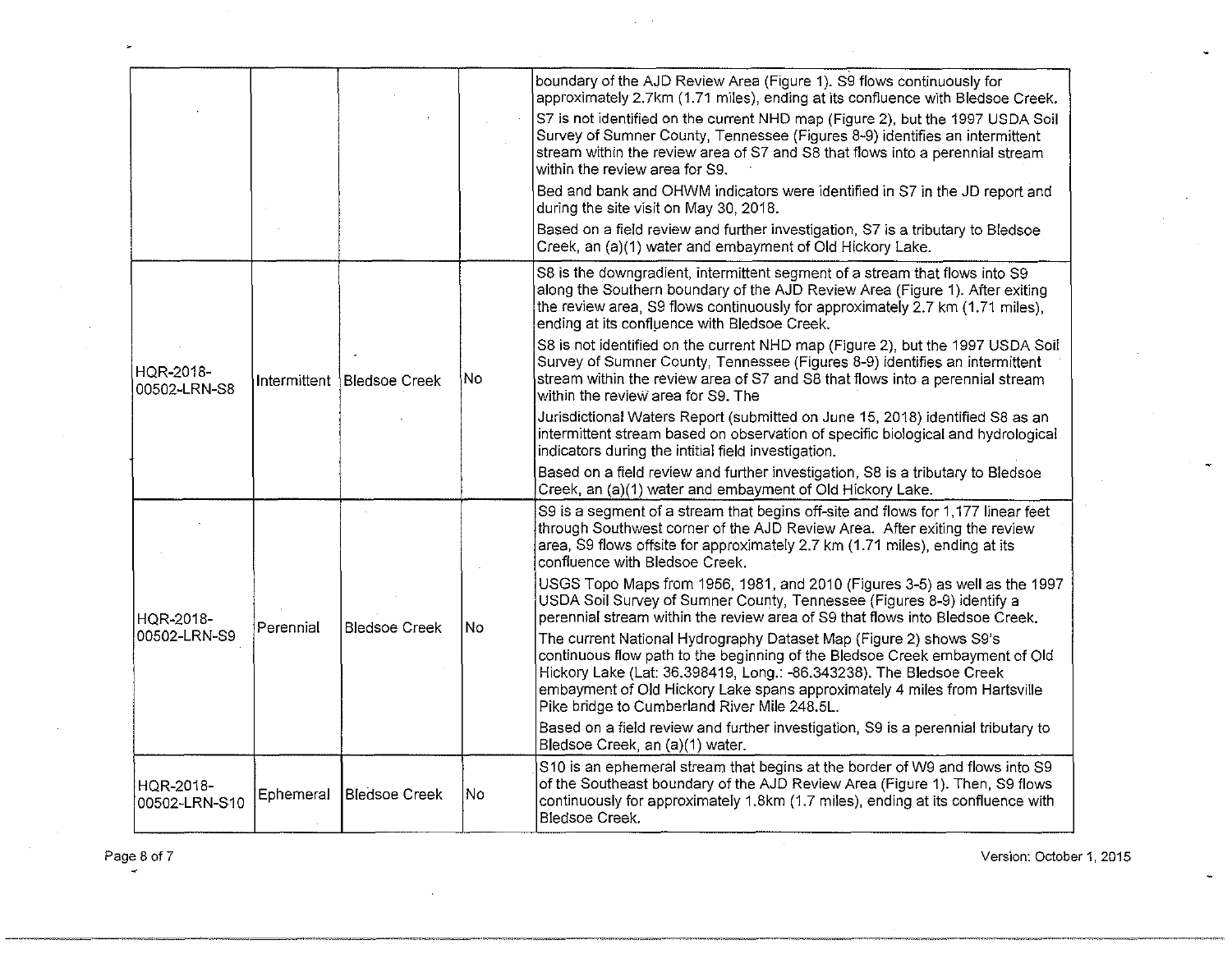| | | | | |
|---|---|---|---|---|
| | | | | boundary of the AJD Review Area (Figure 1). S9 flows continuously for approximately 2.7km (1.71 miles), ending at its confluence with Bledsoe Creek.<br><br>S7 is not identified on the current NHD map (Figure 2), but the 1997 USDA Soil Survey of Sumner County, Tennessee (Figures 8-9) identifies an intermittent stream within the review area of S7 and S8 that flows into a perennial stream within the review area for S9.<br><br>Bed and bank and OHWM indicators were identified in S7 in the JD report and during the site visit on May 30, 2018.<br><br>Based on a field review and further investigation, S7 is a tributary to Bledsoe Creek, an (a)(1) water and embayment of Old Hickory Lake. |
| HQR-2018-00502-LRN-S8 | Intermittent | Bledsoe Creek | No | S8 is the downgradient, intermittent segment of a stream that flows into S9 along the Southern boundary of the AJD Review Area (Figure 1). After exiting the review area, S9 flows continuously for approximately 2.7 km (1.71 miles), ending at its confluence with Bledsoe Creek.<br><br>S8 is not identified on the current NHD map (Figure 2), but the 1997 USDA Soil Survey of Sumner County, Tennessee (Figures 8-9) identifies an intermittent stream within the review area of S7 and S8 that flows into a perennial stream within the review area for S9. The<br><br>Jurisdictional Waters Report (submitted on June 15, 2018) identified S8 as an intermittent stream based on observation of specific biological and hydrological indicators during the intitial field investigation.<br><br>Based on a field review and further investigation, S8 is a tributary to Bledsoe Creek, an (a)(1) water and embayment of Old Hickory Lake. |
| HQR-2018-00502-LRN-S9 | Perennial | Bledsoe Creek | No | S9 is a segment of a stream that begins off-site and flows for 1,177 linear feet through Southwest corner of the AJD Review Area. After exiting the review area, S9 flows offsite for approximately 2.7 km (1.71 miles), ending at its confluence with Bledsoe Creek.<br><br>USGS Topo Maps from 1956, 1981, and 2010 (Figures 3-5) as well as the 1997 USDA Soil Survey of Sumner County, Tennessee (Figures 8-9) identify a perennial stream within the review area of S9 that flows into Bledsoe Creek.<br><br>The current National Hydrography Dataset Map (Figure 2) shows S9's continuous flow path to the beginning of the Bledsoe Creek embayment of Old Hickory Lake (Lat: 36.398419, Long.: -86.343238). The Bledsoe Creek embayment of Old Hickory Lake spans approximately 4 miles from Hartsville Pike bridge to Cumberland River Mile 248.5L.<br><br>Based on a field review and further investigation, S9 is a perennial tributary to Bledsoe Creek, an (a)(1) water. |
| HQR-2018-00502-LRN-S10 | Ephemeral | Bledsoe Creek | No | S10 is an ephemeral stream that begins at the border of W9 and flows into S9 of the Southeast boundary of the AJD Review Area (Figure 1). Then, S9 flows continuously for approximately 1.8km (1.7 miles), ending at its confluence with Bledsoe Creek. |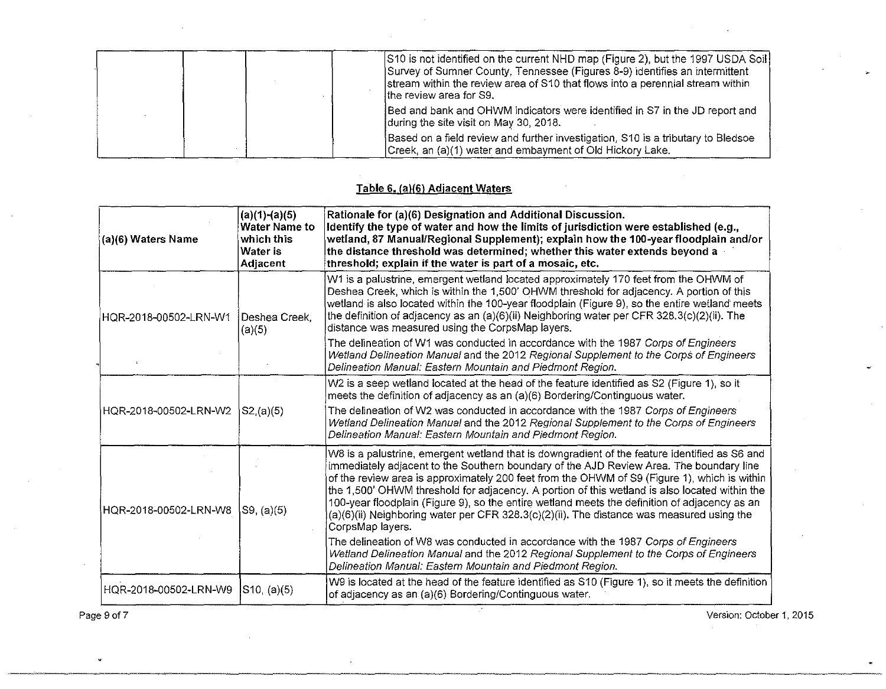| | | | | |
|---|---|---|---|---|
| | | | | S10 is not identified on the current NHD map (Figure 2), but the 1997 USDA Soil Survey of Sumner County, Tennessee (Figures 8-9) identifies an intermittent stream within the review area of S10 that flows into a perennial stream within the review area for S9.<br><br>Bed and bank and OHWM indicators were identified in S7 in the JD report and during the site visit on May 30, 2018.<br><br>Based on a field review and further investigation, S10 is a tributary to Bledsoe Creek, an (a)(1) water and embayment of Old Hickory Lake. |

**Table 6. (a)(6) Adjacent Waters**

| (a)(6) Waters Name | (a)(1)-(a)(5) Water Name to which this Water is Adjacent | Rationale for (a)(6) Designation and Additional Discussion. Identify the type of water and how the limits of jurisdiction were established (e.g., wetland, 87 Manual/Regional Supplement); explain how the 100-year floodplain and/or the distance threshold was determined; whether this water extends beyond a threshold; explain if the water is part of a mosaic, etc. |
|---|---|---|
| HQR-2018-00502-LRN-W1 | Deshea Creek, (a)(5) | W1 is a palustrine, emergent wetland located approximately 170 feet from the OHWM of Deshea Creek, which is within the 1,500' OHWM threshold for adjacency. A portion of this wetland is also located within the 100-year floodplain (Figure 9), so the entire wetland meets the definition of adjacency as an (a)(6)(ii) Neighboring water per CFR 328.3(c)(2)(ii). The distance was measured using the CorpsMap layers.<br><br>The delineation of W1 was conducted in accordance with the 1987 *Corps of Engineers Wetland Delineation Manual* and the 2012 *Regional Supplement to the Corps of Engineers Delineation Manual: Eastern Mountain and Piedmont Region*. |
| HQR-2018-00502-LRN-W2 | S2,(a)(5) | W2 is a seep wetland located at the head of the feature identified as S2 (Figure 1), so it meets the definition of adjacency as an (a)(6) Bordering/Continguous water.<br><br>The delineation of W2 was conducted in accordance with the 1987 *Corps of Engineers Wetland Delineation Manual* and the 2012 *Regional Supplement to the Corps of Engineers Delineation Manual: Eastern Mountain and Piedmont Region*. |
| HQR-2018-00502-LRN-W8 | S9, (a)(5) | W8 is a palustrine, emergent wetland that is downgradient of the feature identified as S6 and immediately adjacent to the Southern boundary of the AJD Review Area. The boundary line of the review area is approximately 200 feet from the OHWM of S9 (Figure 1), which is within the 1,500' OHWM threshold for adjacency. A portion of this wetland is also located within the 100-year floodplain (Figure 9), so the entire wetland meets the definition of adjacency as an (a)(6)(ii) Neighboring water per CFR 328.3(c)(2)(ii). The distance was measured using the CorpsMap layers.<br><br>The delineation of W8 was conducted in accordance with the 1987 *Corps of Engineers Wetland Delineation Manual* and the 2012 *Regional Supplement to the Corps of Engineers Delineation Manual: Eastern Mountain and Piedmont Region*. |
| HQR-2018-00502-LRN-W9 | S10, (a)(5) | W9 is located at the head of the feature identified as S10 (Figure 1), so it meets the definition of adjacency as an (a)(6) Bordering/Continguous water. |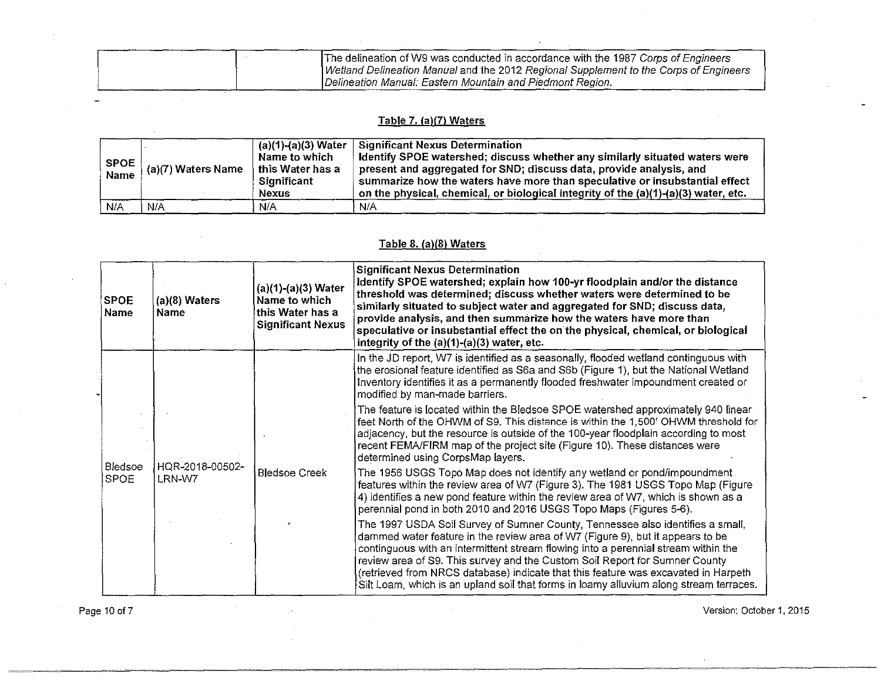| | | |
|---|---|---|
| | | The delineation of W9 was conducted in accordance with the 1987 *Corps of Engineers Wetland Delineation Manual* and the 2012 *Regional Supplement to the Corps of Engineers Delineation Manual: Eastern Mountain and Piedmont Region.* |

## Table 7. (a)(7) Waters

| SPOE Name | (a)(7) Waters Name | (a)(1)-(a)(3) Water Name to which this Water has a Significant Nexus | Significant Nexus Determination<br>Identify SPOE watershed; discuss whether any similarly situated waters were present and aggregated for SND; discuss data, provide analysis, and summarize how the waters have more than speculative or insubstantial effect on the physical, chemical, or biological integrity of the (a)(1)-(a)(3) water, etc. |
|---|---|---|---|
| N/A | N/A | N/A | N/A |

## Table 8. (a)(8) Waters

| SPOE Name | (a)(8) Waters Name | (a)(1)-(a)(3) Water Name to which this Water has a Significant Nexus | Significant Nexus Determination<br>Identify SPOE watershed; explain how 100-yr floodplain and/or the distance threshold was determined; discuss whether waters were determined to be similarly situated to subject water and aggregated for SND; discuss data, provide analysis, and then summarize how the waters have more than speculative or insubstantial effect the on the physical, chemical, or biological integrity of the (a)(1)-(a)(3) water, etc. |
|---|---|---|---|
| Bledsoe SPOE | HQR-2018-00502-LRN-W7 | Bledsoe Creek | In the JD report, W7 is identified as a seasonally, flooded wetland contiguous with the erosional feature identified as S6a and S6b (Figure 1), but the National Wetland Inventory identifies it as a permanently flooded freshwater impoundment created or modified by man-made barriers.<br><br>The feature is located within the Bledsoe SPOE watershed approximately 940 linear feet North of the OHWM of S9. This distance is within the 1,500' OHWM threshold for adjacency, but the resource is outside of the 100-year floodplain according to most recent FEMA/FIRM map of the project site (Figure 10). These distances were determined using CorpsMap layers.<br><br>The 1956 USGS Topo Map does not identify any wetland or pond/impoundment features within the review area of W7 (Figure 3). The 1981 USGS Topo Map (Figure 4) identifies a new pond feature within the review area of W7, which is shown as a perennial pond in both 2010 and 2016 USGS Topo Maps (Figures 5-6).<br><br>The 1997 USDA Soil Survey of Sumner County, Tennessee also identifies a small, dammed water feature in the review area of W7 (Figure 9), but it appears to be continguous with an intermittent stream flowing into a perennial stream within the review area of S9. This survey and the Custom Soil Report for Sumner County (retrieved from NRCS database) indicate that this feature was excavated in Harpeth Silt Loam, which is an upland soil that forms in loamy alluvium along stream terraces. |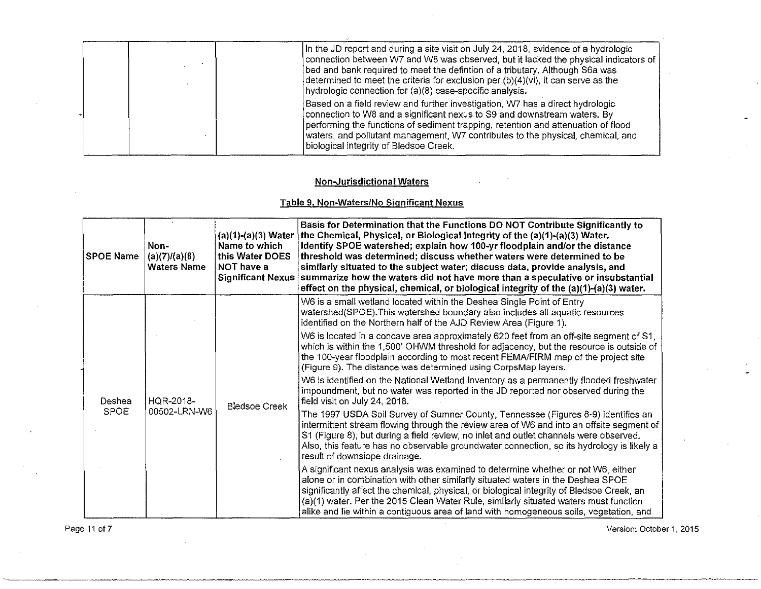| | | | |
|---|---|---|---|
| | | | In the JD report and during a site visit on July 24, 2018, evidence of a hydrologic connection between W7 and W8 was observed, but it lacked the physical indicators of bed and bank required to meet the defintion of a tributary. Although S6a was determined to meet the criteria for exclusion per (b)(4)(vi), it can serve as the hydrologic connection for (a)(8) case-specific analysis.<br><br>Based on a field review and further investigation, W7 has a direct hydrologic connection to W8 and a significant nexus to S9 and downstream waters. By performing the functions of sediment trapping, retention and attenuation of flood waters, and pollutant management, W7 contributes to the physical, chemical, and biological integrity of Bledsoe Creek. |

## Non-Jurisdictional Waters

### Table 9. Non-Waters/No Significant Nexus

| SPOE Name | Non-(a)(7)/(a)(8) Waters Name | (a)(1)-(a)(3) Water Name to which this Water DOES NOT have a Significant Nexus | Basis for Determination that the Functions DO NOT Contribute Significantly to the Chemical, Physical, or Biological Integrity of the (a)(1)-(a)(3) Water. Identify SPOE watershed; explain how 100-yr floodplain and/or the distance threshold was determined; discuss whether waters were determined to be similarly situated to the subject water; discuss data, provide analysis, and summarize how the waters did not have more than a speculative or insubstantial effect on the physical, chemical, or biological integrity of the (a)(1)-(a)(3) water. |
|---|---|---|---|
| Deshea SPOE | HQR-2018-00502-LRN-W6 | Bledsoe Creek | W6 is a small wetland located within the Deshea Single Point of Entry watershed(SPOE).This watershed boundary also includes all aquatic resources identified on the Northern half of the AJD Review Area (Figure 1).<br><br>W6 is located in a concave area approximately 620 feet from an off-site segment of S1, which is within the 1,500' OHWM threshold for adjacency, but the resource is outside of the 100-year floodplain according to most recent FEMA/FIRM map of the project site (Figure 9). The distance was determined using CorpsMap layers.<br><br>W6 is identified on the National Wetland Inventory as a permanently flooded freshwater impoundment, but no water was reported in the JD reported nor observed during the field visit on July 24, 2018.<br><br>The 1997 USDA Soil Survey of Sumner County, Tennessee (Figures 8-9) identifies an intermittent stream flowing through the review area of W6 and into an offsite segment of S1 (Figure 8), but during a field review, no inlet and outlet channels were observed. Also, this feature has no observable groundwater connection, so its hydrology is likely a result of downslope drainage.<br><br>A significant nexus analysis was examined to determine whether or not W6, either alone or in combination with other similarly situated waters in the Deshea SPOE significantly affect the chemical, physical, or biological integrity of Bledsoe Creek, an (a)(1) water. Per the 2015 Clean Water Rule, similarly situated waters must function alike and lie within a contiguous area of land with homogeneous soils, vegetation, and |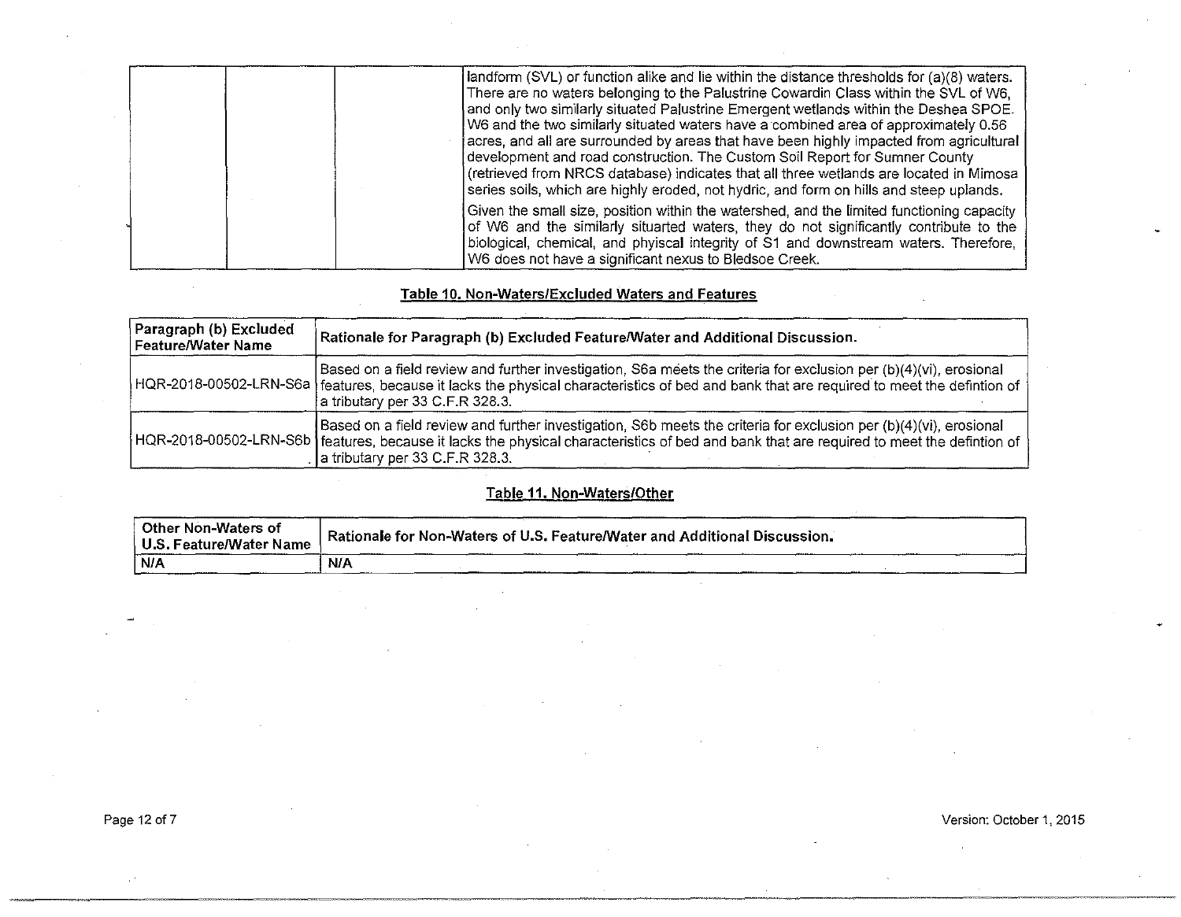|  |  |  | landform (SVL) or function alike and lie within the distance thresholds for (a)(8) waters. There are no waters belonging to the Palustrine Cowardin Class within the SVL of W6, and only two similarly situated Palustrine Emergent wetlands within the Deshea SPOE. W6 and the two similarly situated waters have a combined area of approximately 0.56 acres, and all are surrounded by areas that have been highly impacted from agricultural development and road construction. The Custom Soil Report for Sumner County (retrieved from NRCS database) indicates that all three wetlands are located in Mimosa series soils, which are highly eroded, not hydric, and form on hills and steep uplands.<br><br>Given the small size, position within the watershed, and the limited functioning capacity of W6 and the similarly siutarted waters, they do not significantly contribute to the biological, chemical, and phyiscal integrity of S1 and downstream waters. Therefore, W6 does not have a significant nexus to Bledsoe Creek. |
|---|---|---|---|

## Table 10. Non-Waters/Excluded Waters and Features

| Paragraph (b) Excluded Feature/Water Name | Rationale for Paragraph (b) Excluded Feature/Water and Additional Discussion. |
|---|---|
| HQR-2018-00502-LRN-S6a | Based on a field review and further investigation, S6a meets the criteria for exclusion per (b)(4)(vi), erosional features, because it lacks the physical characteristics of bed and bank that are required to meet the defintion of a tributary per 33 C.F.R 328.3. |
| HQR-2018-00502-LRN-S6b | Based on a field review and further investigation, S6b meets the criteria for exclusion per (b)(4)(vi), erosional features, because it lacks the physical characteristics of bed and bank that are required to meet the defintion of a tributary per 33 C.F.R 328.3. |

## Table 11. Non-Waters/Other

| Other Non-Waters of U.S. Feature/Water Name | Rationale for Non-Waters of U.S. Feature/Water and Additional Discussion. |
|---|---|
| N/A | N/A |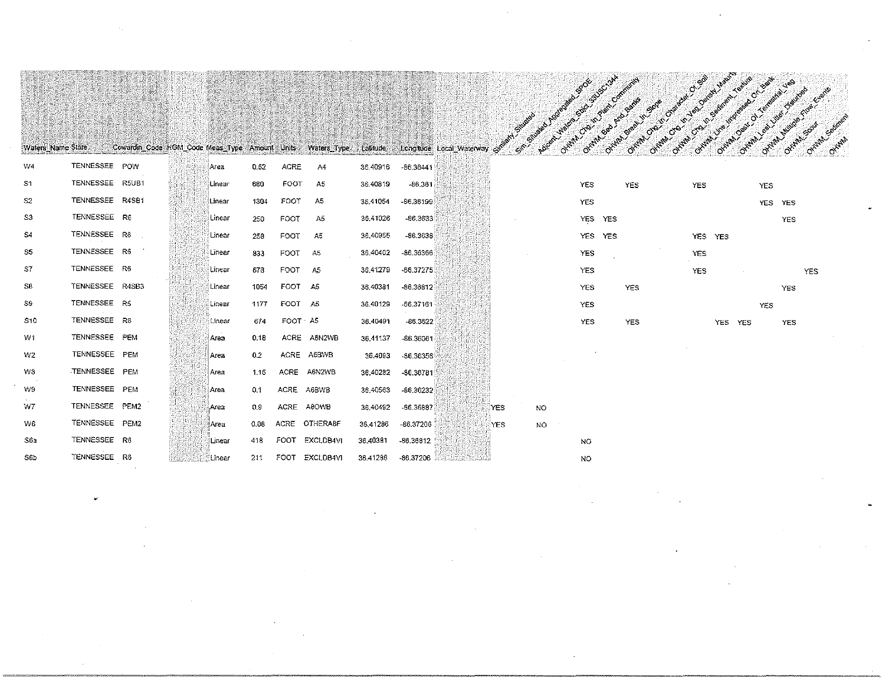| Waters_Name | State | Cowardin_Code | HGM_Code | Meas_Type | Amount | Units | Waters_Type | Latitude | Longitude | Local_Waterway | Similarly_Situated | Sim_Situated_Aggregated_SPOE | Adjacent_Waters_Sbjct_33USC1344 | OHWM_Chg_In_Plant_Community | OHWM_Bed_And_Banks | OHWM_Break_In_Slope | OHWM_Chg_In_Character_Of_Soil | OHWM_Chg_In_Veg_Density_Maturity | OHWM_Chg_In_Sediment_Texture | OHWM_Line_Impressed_On_Bank | OHWM_Destr_Of_Terrestrial_Veg | OHWM_Leaf_Litter_Disturbed | OHWM_Multiple_Flow_Events | OHWM_Scour | OHWM_Sediment | OHWM |
|---|---|---|---|---|---|---|---|---|---|---|---|---|---|---|---|---|---|---|---|---|---|---|---|---|---|---|
| W4 | TENNESSEE | POW | | Area | 0.62 | ACRE | A4 | 36.40916 | -86.36441 | | | | | | | | | | | | | | | | | |
| S1 | TENNESSEE | R5UB1 | | Linear | 680 | FOOT | A5 | 36.40819 | -86.361 | | | | | | YES | | YES | | | YES | | | YES | | | |
| S2 | TENNESSEE | R4SB1 | | Linear | 1304 | FOOT | A5 | 36.41054 | -86.36199 | | | | | | YES | | | | | | | | YES | YES | | |
| S3 | TENNESSEE | R6 | | Linear | 250 | FOOT | A5 | 36.41026 | -86.3633 | | | | | | YES | YES | | | | | | | | YES | | |
| S4 | TENNESSEE | R6 | | Linear | 258 | FOOT | A5 | 36.40955 | -86.3638 | | | | | | YES | YES | | | | YES | YES | | | | | |
| S5 | TENNESSEE | R6 | | Linear | 833 | FOOT | A5 | 36.40402 | -86.36366 | | | | | | YES | | | | | YES | | | | | | |
| S7 | TENNESSEE | R6 | | Linear | 678 | FOOT | A5 | 36.41279 | -86.37275 | | | | | | YES | | | | | YES | | | | | YES | |
| S8 | TENNESSEE | R4SB3 | | Linear | 1054 | FOOT | A5 | 36.40381 | -86.36812 | | | | | | YES | | YES | | | | | | | YES | | |
| S9 | TENNESSEE | R5 | | Linear | 1177 | FOOT | A5 | 36.40129 | -86.37161 | | | | | | YES | | | | | | | | YES | | | |
| S10 | TENNESSEE | R6 | | Linear | 674 | FOOT | A5 | 36.40491 | -86.3822 | | | | | | YES | | YES | | | | YES | YES | | YES | | |
| W1 | TENNESSEE | PEM | | Area | 0.18 | ACRE | A6N2WB | 36.41137 | -86.36061 | | | | | | | | | | | | | | | | | |
| W2 | TENNESSEE | PEM | | Area | 0.2 | ACRE | A6BWB | 36.4093 | -86.36356 | | | | | | | | | | | | | | | | | |
| W3 | TENNESSEE | PEM | | Area | 1.15 | ACRE | A6N2WB | 36.40282 | -86.36781 | | | | | | | | | | | | | | | | | |
| W9 | TENNESSEE | PEM | | Area | 0.1 | ACRE | A6BWB | 36.40563 | -86.36232 | | | | | | | | | | | | | | | | | |
| W7 | TENNESSEE | PEM2 | | Area | 0.9 | ACRE | A8OWB | 36.40492 | -86.36887 | | YES | | NO | | | | | | | | | | | | | |
| W6 | TENNESSEE | PEM2 | | Area | 0.06 | ACRE | OTHERA8F | 36.41286 | -86.37206 | | YES | | NO | | | | | | | | | | | | | |
| S6a | TENNESSEE | R6 | | Linear | 418 | FOOT | EXCLDB4VI | 36.40381 | -86.36812 | | | | | | NO | | | | | | | | | | | |
| S6b | TENNESSEE | R6 | | Linear | 211 | FOOT | EXCLDB4VI | 36.41286 | -86.37206 | | | | | | NO | | | | | | | | | | | |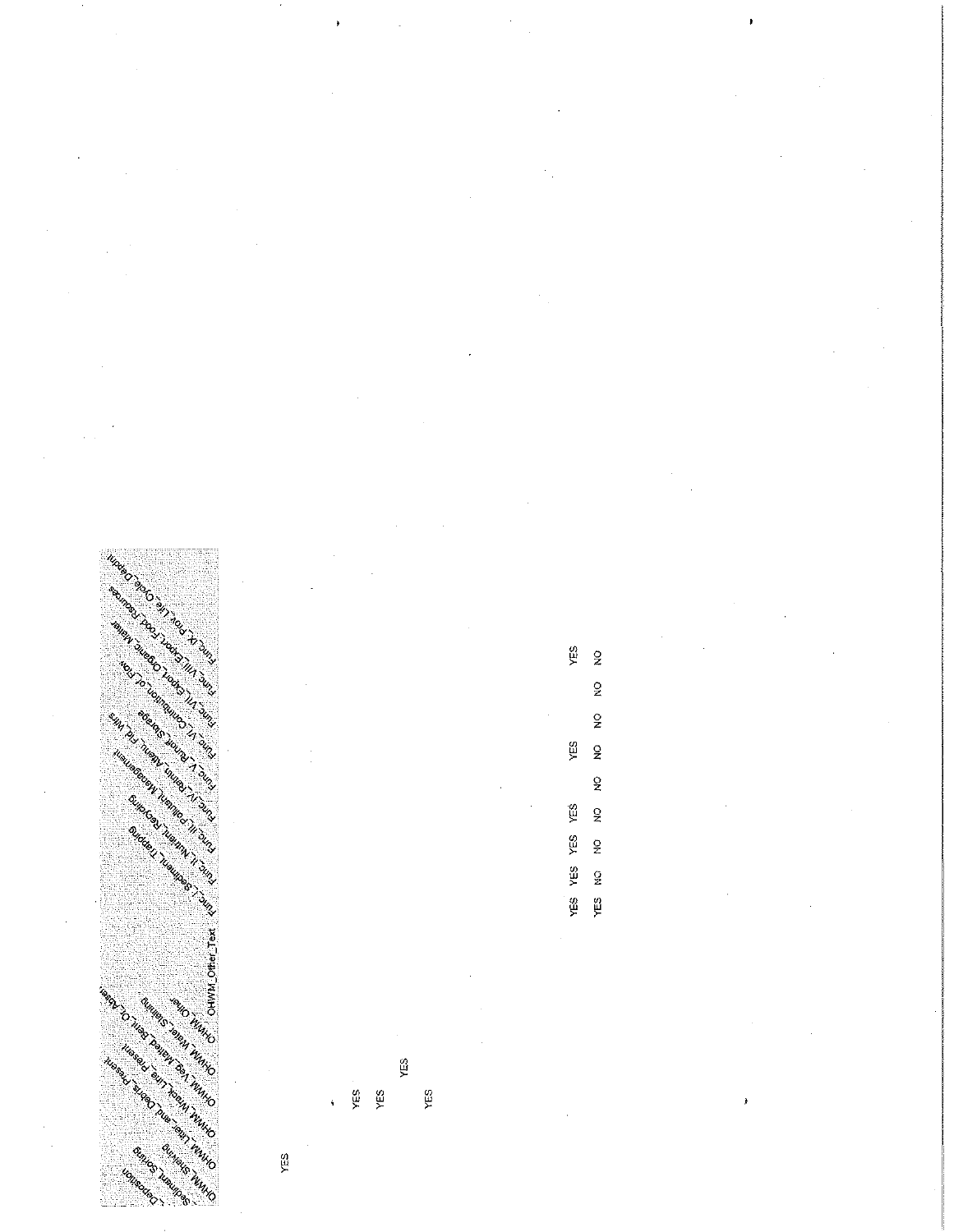| Deposition | Sediment_Sorting | OHWM_Shelving | OHWM_Litter_and_Debris_Present | OHWM_Wrack_Line_Present | OHWM_Veg_Matted_Bent_Or_Absent | OHWM_Water_Staining | OHWM_Other | OHWM_Other_Text | Func_I_Sediment_Trapping | Func_II_Nutrient_Recycling | Func_III_Pollutant_Management | Func_IV_Rainfl_Attenu_Fld_Wtrs | Func_V_Runoff_Storage | Func_VI_Contribution_of_Flow | Func_VII_Export_Organic_Mater | Func_VIII_Export_Food_Resources | Func_IX_Prov_Life_Cycle_Depdnt |
|---|---|---|---|---|---|---|---|---|---|---|---|---|---|---|---|---|---|
| | YES | | | | | | | | | | | | | | | | |
| | | | | YES | | | | | | | | | | | | | |
| | | | | YES | | | | | | | | | | | | | |
| | | | | | | YES | | | | | | | | | | | |
| | | | | YES | | | | | | | | | | | | | |
| | | | | | | | | | YES | YES | YES | YES | | YES | | | YES |
| | | | | | | | | | YES | NO | NO | NO | NO | NO | NO | NO | NO |